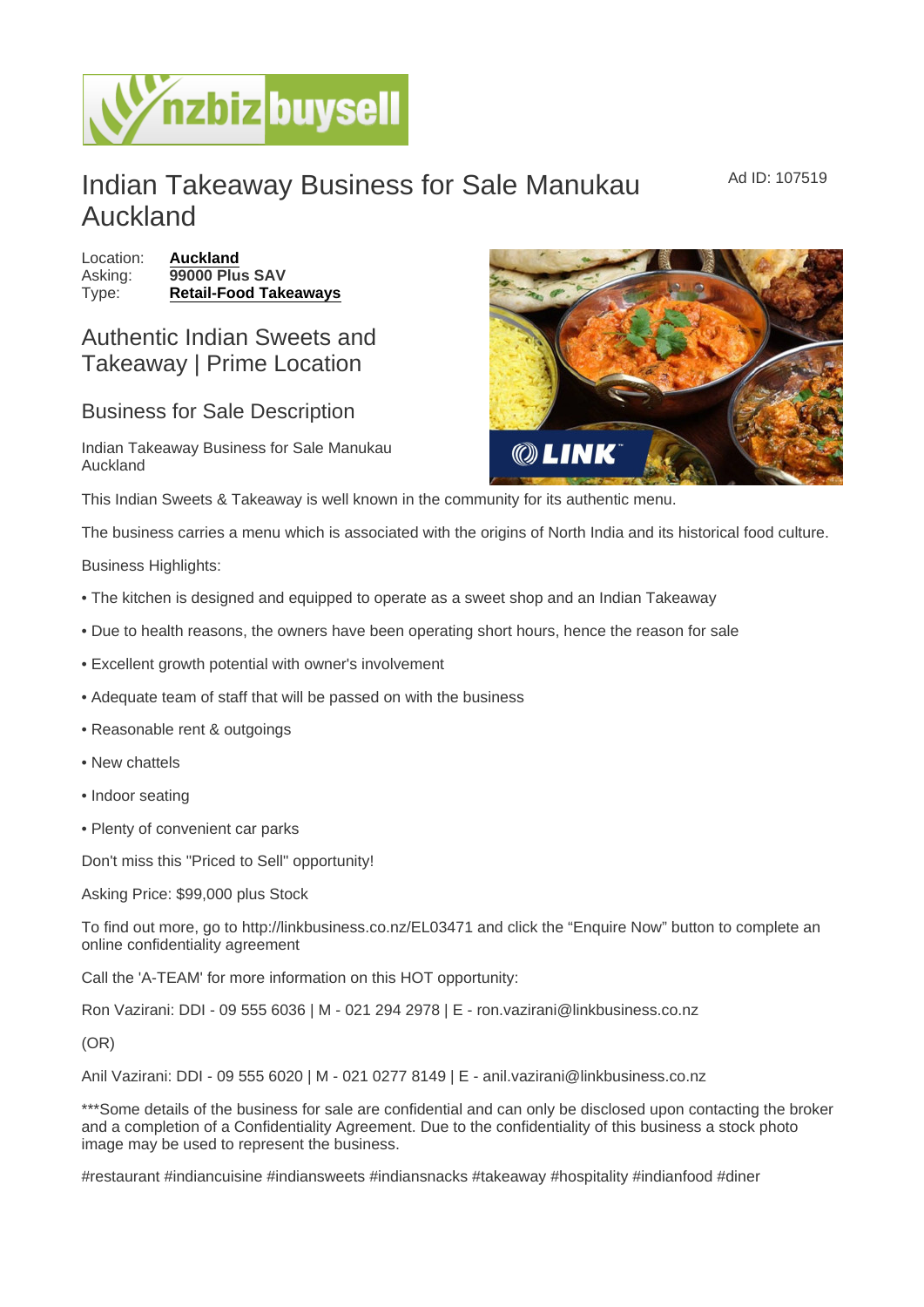# Indian Takeaway Business for Sale Manukau Auckland

Ad ID: 107519

Location: **Auckland**
Asking: **99000 Plus SAV**
Type: **Retail-Food Takeaways**

## Authentic Indian Sweets and Takeaway | Prime Location

### Business for Sale Description

Indian Takeaway Business for Sale Manukau Auckland

This Indian Sweets & Takeaway is well known in the community for its authentic menu.

The business carries a menu which is associated with the origins of North India and its historical food culture.

Business Highlights:

- The kitchen is designed and equipped to operate as a sweet shop and an Indian Takeaway
- Due to health reasons, the owners have been operating short hours, hence the reason for sale
- Excellent growth potential with owner's involvement
- Adequate team of staff that will be passed on with the business
- Reasonable rent & outgoings
- New chattels
- Indoor seating
- Plenty of convenient car parks

Don't miss this "Priced to Sell" opportunity!

Asking Price: $99,000 plus Stock

To find out more, go to http://linkbusiness.co.nz/EL03471 and click the "Enquire Now" button to complete an online confidentiality agreement

Call the 'A-TEAM' for more information on this HOT opportunity:

Ron Vazirani: DDI - 09 555 6036 | M - 021 294 2978 | E - ron.vazirani@linkbusiness.co.nz

(OR)

Anil Vazirani: DDI - 09 555 6020 | M - 021 0277 8149 | E - anil.vazirani@linkbusiness.co.nz

***Some details of the business for sale are confidential and can only be disclosed upon contacting the broker and a completion of a Confidentiality Agreement. Due to the confidentiality of this business a stock photo image may be used to represent the business.

#restaurant #indiancuisine #indiansweets #indiansnacks #takeaway #hospitality #indianfood #diner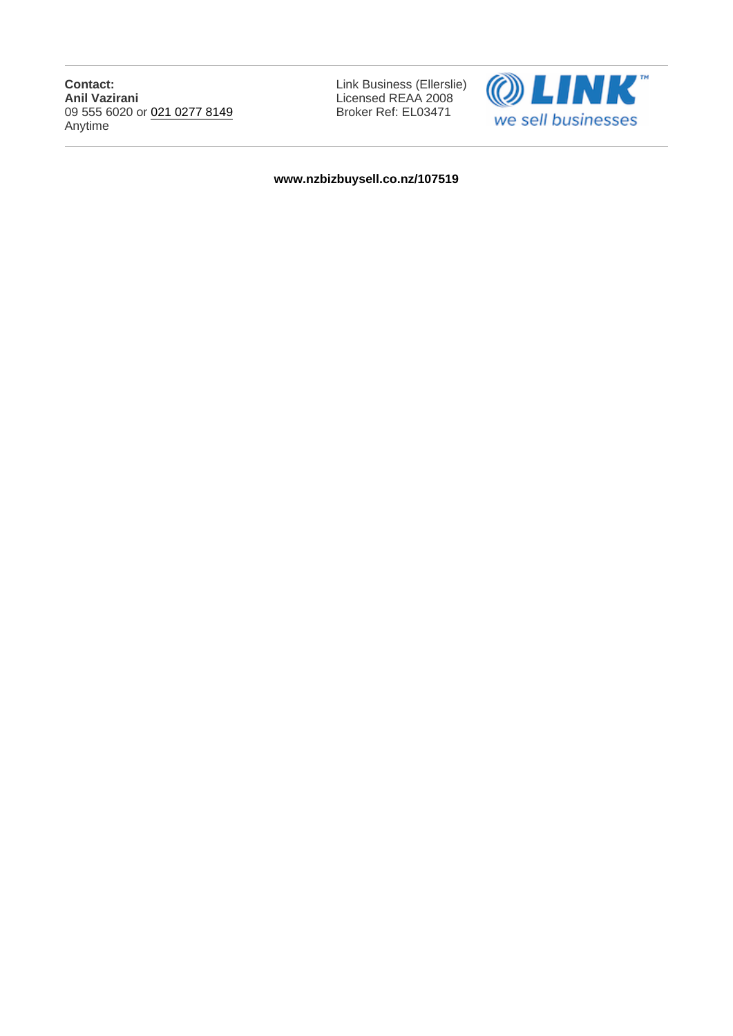**Contact:**
**Anil Vazirani**
09 555 6020 or 021 0277 8149
Anytime

Link Business (Ellerslie)
Licensed REAA 2008
Broker Ref: EL03471

LINK™ we sell businesses

**www.nzbizbuysell.co.nz/107519**